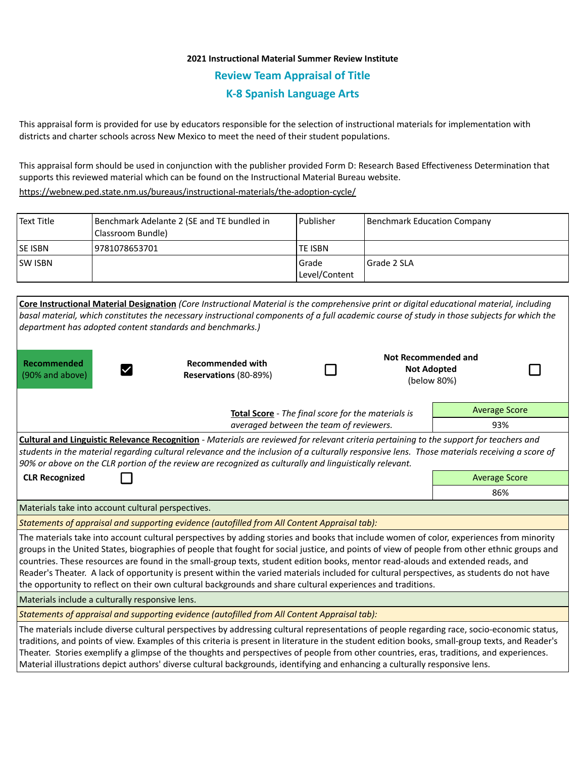**2021 Instructional Material Summer Review Institute**

## Review Team Appraisal of Title

## K-8 Spanish Language Arts

This appraisal form is provided for use by educators responsible for the selection of instructional materials for implementation with districts and charter schools across New Mexico to meet the need of their student populations.

This appraisal form should be used in conjunction with the publisher provided Form D: Research Based Effectiveness Determination that supports this reviewed material which can be found on the Instructional Material Bureau website.

https://webnew.ped.state.nm.us/bureaus/instructional-materials/the-adoption-cycle/

| | | | |
|---|---|---|---|
| Text Title | Benchmark Adelante 2 (SE and TE bundled in Classroom Bundle) | Publisher | Benchmark Education Company |
| SE ISBN | 9781078653701 | TE ISBN | |
| SW ISBN | | Grade Level/Content | Grade 2 SLA |

**Core Instructional Material Designation** *(Core Instructional Material is the comprehensive print or digital educational material, including basal material, which constitutes the necessary instructional components of a full academic course of study in those subjects for which the department has adopted content standards and benchmarks.)*

| | | | | | |
|---|---|---|---|---|---|
| **Recommended** (90% and above) | ☑ | **Recommended with Reservations** (80-89%) | ☐ | **Not Recommended and Not Adopted** (below 80%) | ☐ |

**Total Score** - *The final score for the materials is averaged between the team of reviewers.*

| Average Score |
|---|
| 93% |

**Cultural and Linguistic Relevance Recognition** - *Materials are reviewed for relevant criteria pertaining to the support for teachers and students in the material regarding cultural relevance and the inclusion of a culturally responsive lens. Those materials receiving a score of 90% or above on the CLR portion of the review are recognized as culturally and linguistically relevant.*

**CLR Recognized** ☐

| Average Score |
|---|
| 86% |

Materials take into account cultural perspectives.

*Statements of appraisal and supporting evidence (autofilled from All Content Appraisal tab):*

The materials take into account cultural perspectives by adding stories and books that include women of color, experiences from minority groups in the United States, biographies of people that fought for social justice, and points of view of people from other ethnic groups and countries. These resources are found in the small-group texts, student edition books, mentor read-alouds and extended reads, and Reader's Theater. A lack of opportunity is present within the varied materials included for cultural perspectives, as students do not have the opportunity to reflect on their own cultural backgrounds and share cultural experiences and traditions.

Materials include a culturally responsive lens.

*Statements of appraisal and supporting evidence (autofilled from All Content Appraisal tab):*

The materials include diverse cultural perspectives by addressing cultural representations of people regarding race, socio-economic status, traditions, and points of view. Examples of this criteria is present in literature in the student edition books, small-group texts, and Reader's Theater. Stories exemplify a glimpse of the thoughts and perspectives of people from other countries, eras, traditions, and experiences. Material illustrations depict authors' diverse cultural backgrounds, identifying and enhancing a culturally responsive lens.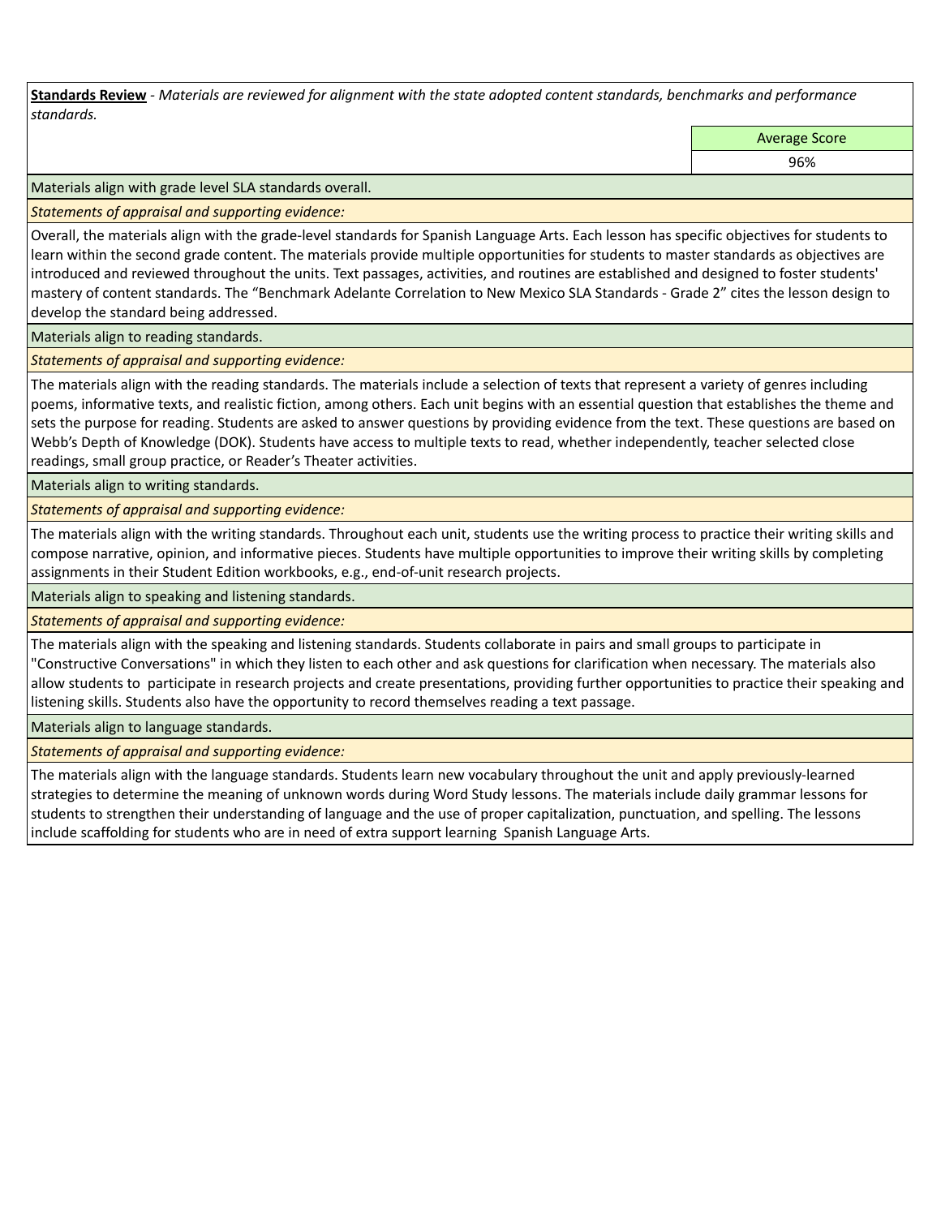**Standards Review** - *Materials are reviewed for alignment with the state adopted content standards, benchmarks and performance standards.*

| | Average Score |
|---|---|
| | 96% |

Materials align with grade level SLA standards overall.

*Statements of appraisal and supporting evidence:*

Overall, the materials align with the grade-level standards for Spanish Language Arts. Each lesson has specific objectives for students to learn within the second grade content. The materials provide multiple opportunities for students to master standards as objectives are introduced and reviewed throughout the units. Text passages, activities, and routines are established and designed to foster students' mastery of content standards. The "Benchmark Adelante Correlation to New Mexico SLA Standards - Grade 2" cites the lesson design to develop the standard being addressed.

Materials align to reading standards.

*Statements of appraisal and supporting evidence:*

The materials align with the reading standards. The materials include a selection of texts that represent a variety of genres including poems, informative texts, and realistic fiction, among others. Each unit begins with an essential question that establishes the theme and sets the purpose for reading. Students are asked to answer questions by providing evidence from the text. These questions are based on Webb's Depth of Knowledge (DOK). Students have access to multiple texts to read, whether independently, teacher selected close readings, small group practice, or Reader's Theater activities.

Materials align to writing standards.

*Statements of appraisal and supporting evidence:*

The materials align with the writing standards. Throughout each unit, students use the writing process to practice their writing skills and compose narrative, opinion, and informative pieces. Students have multiple opportunities to improve their writing skills by completing assignments in their Student Edition workbooks, e.g., end-of-unit research projects.

Materials align to speaking and listening standards.

*Statements of appraisal and supporting evidence:*

The materials align with the speaking and listening standards. Students collaborate in pairs and small groups to participate in "Constructive Conversations" in which they listen to each other and ask questions for clarification when necessary. The materials also allow students to participate in research projects and create presentations, providing further opportunities to practice their speaking and listening skills. Students also have the opportunity to record themselves reading a text passage.

Materials align to language standards.

*Statements of appraisal and supporting evidence:*

The materials align with the language standards. Students learn new vocabulary throughout the unit and apply previously-learned strategies to determine the meaning of unknown words during Word Study lessons. The materials include daily grammar lessons for students to strengthen their understanding of language and the use of proper capitalization, punctuation, and spelling. The lessons include scaffolding for students who are in need of extra support learning Spanish Language Arts.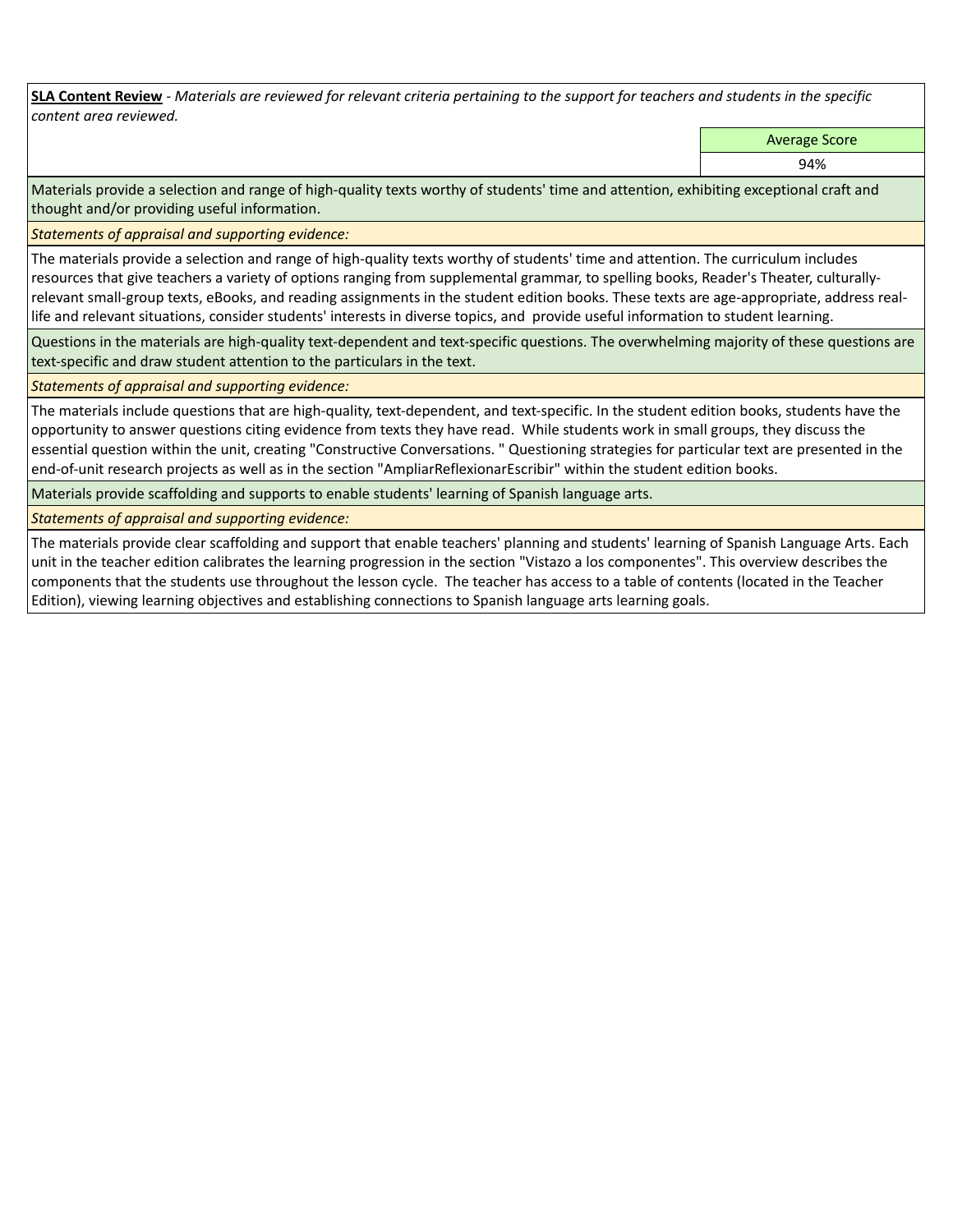**SLA Content Review** - *Materials are reviewed for relevant criteria pertaining to the support for teachers and students in the specific content area reviewed.*

| | Average Score |
| --- | --- |
| | 94% |

Materials provide a selection and range of high-quality texts worthy of students' time and attention, exhibiting exceptional craft and thought and/or providing useful information.

*Statements of appraisal and supporting evidence:*

The materials provide a selection and range of high-quality texts worthy of students' time and attention. The curriculum includes resources that give teachers a variety of options ranging from supplemental grammar, to spelling books, Reader's Theater, culturally-relevant small-group texts, eBooks, and reading assignments in the student edition books. These texts are age-appropriate, address real-life and relevant situations, consider students' interests in diverse topics, and provide useful information to student learning.

Questions in the materials are high-quality text-dependent and text-specific questions. The overwhelming majority of these questions are text-specific and draw student attention to the particulars in the text.

*Statements of appraisal and supporting evidence:*

The materials include questions that are high-quality, text-dependent, and text-specific. In the student edition books, students have the opportunity to answer questions citing evidence from texts they have read. While students work in small groups, they discuss the essential question within the unit, creating "Constructive Conversations. " Questioning strategies for particular text are presented in the end-of-unit research projects as well as in the section "AmpliarReflexionarEscribir" within the student edition books.

Materials provide scaffolding and supports to enable students' learning of Spanish language arts.

*Statements of appraisal and supporting evidence:*

The materials provide clear scaffolding and support that enable teachers' planning and students' learning of Spanish Language Arts. Each unit in the teacher edition calibrates the learning progression in the section "Vistazo a los componentes". This overview describes the components that the students use throughout the lesson cycle. The teacher has access to a table of contents (located in the Teacher Edition), viewing learning objectives and establishing connections to Spanish language arts learning goals.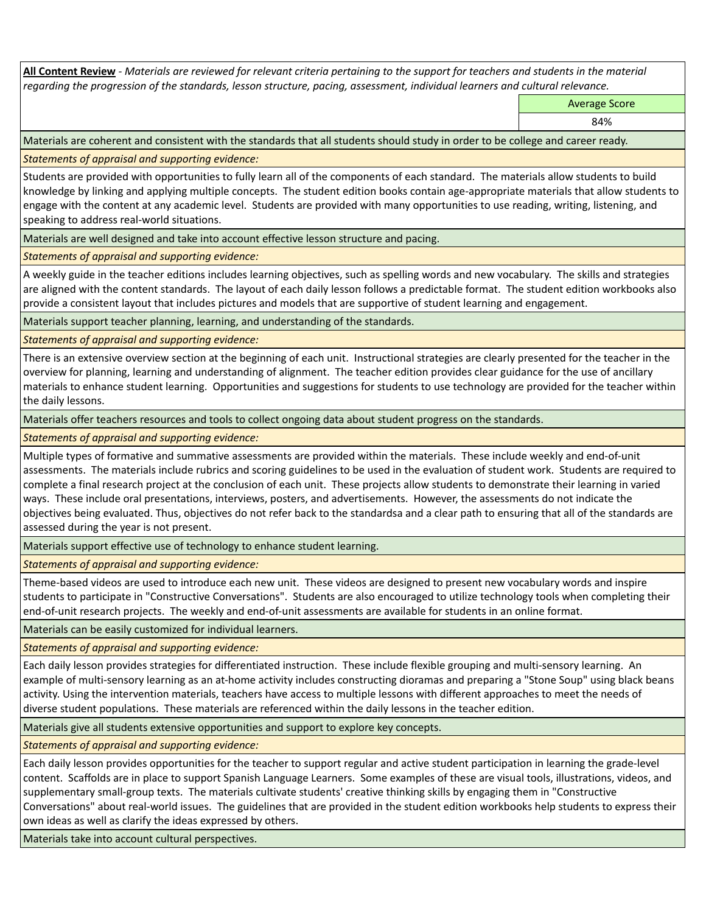**All Content Review** - *Materials are reviewed for relevant criteria pertaining to the support for teachers and students in the material regarding the progression of the standards, lesson structure, pacing, assessment, individual learners and cultural relevance.*

| Average Score |
| --- |
| 84% |

Materials are coherent and consistent with the standards that all students should study in order to be college and career ready.

*Statements of appraisal and supporting evidence:*

Students are provided with opportunities to fully learn all of the components of each standard. The materials allow students to build knowledge by linking and applying multiple concepts. The student edition books contain age-appropriate materials that allow students to engage with the content at any academic level. Students are provided with many opportunities to use reading, writing, listening, and speaking to address real-world situations.

Materials are well designed and take into account effective lesson structure and pacing.

*Statements of appraisal and supporting evidence:*

A weekly guide in the teacher editions includes learning objectives, such as spelling words and new vocabulary. The skills and strategies are aligned with the content standards. The layout of each daily lesson follows a predictable format. The student edition workbooks also provide a consistent layout that includes pictures and models that are supportive of student learning and engagement.

Materials support teacher planning, learning, and understanding of the standards.

*Statements of appraisal and supporting evidence:*

There is an extensive overview section at the beginning of each unit. Instructional strategies are clearly presented for the teacher in the overview for planning, learning and understanding of alignment. The teacher edition provides clear guidance for the use of ancillary materials to enhance student learning. Opportunities and suggestions for students to use technology are provided for the teacher within the daily lessons.

Materials offer teachers resources and tools to collect ongoing data about student progress on the standards.

*Statements of appraisal and supporting evidence:*

Multiple types of formative and summative assessments are provided within the materials. These include weekly and end-of-unit assessments. The materials include rubrics and scoring guidelines to be used in the evaluation of student work. Students are required to complete a final research project at the conclusion of each unit. These projects allow students to demonstrate their learning in varied ways. These include oral presentations, interviews, posters, and advertisements. However, the assessments do not indicate the objectives being evaluated. Thus, objectives do not refer back to the standardsa and a clear path to ensuring that all of the standards are assessed during the year is not present.

Materials support effective use of technology to enhance student learning.

*Statements of appraisal and supporting evidence:*

Theme-based videos are used to introduce each new unit. These videos are designed to present new vocabulary words and inspire students to participate in "Constructive Conversations". Students are also encouraged to utilize technology tools when completing their end-of-unit research projects. The weekly and end-of-unit assessments are available for students in an online format.

Materials can be easily customized for individual learners.

*Statements of appraisal and supporting evidence:*

Each daily lesson provides strategies for differentiated instruction. These include flexible grouping and multi-sensory learning. An example of multi-sensory learning as an at-home activity includes constructing dioramas and preparing a "Stone Soup" using black beans activity. Using the intervention materials, teachers have access to multiple lessons with different approaches to meet the needs of diverse student populations. These materials are referenced within the daily lessons in the teacher edition.

Materials give all students extensive opportunities and support to explore key concepts.

*Statements of appraisal and supporting evidence:*

Each daily lesson provides opportunities for the teacher to support regular and active student participation in learning the grade-level content. Scaffolds are in place to support Spanish Language Learners. Some examples of these are visual tools, illustrations, videos, and supplementary small-group texts. The materials cultivate students' creative thinking skills by engaging them in "Constructive Conversations" about real-world issues. The guidelines that are provided in the student edition workbooks help students to express their own ideas as well as clarify the ideas expressed by others.

Materials take into account cultural perspectives.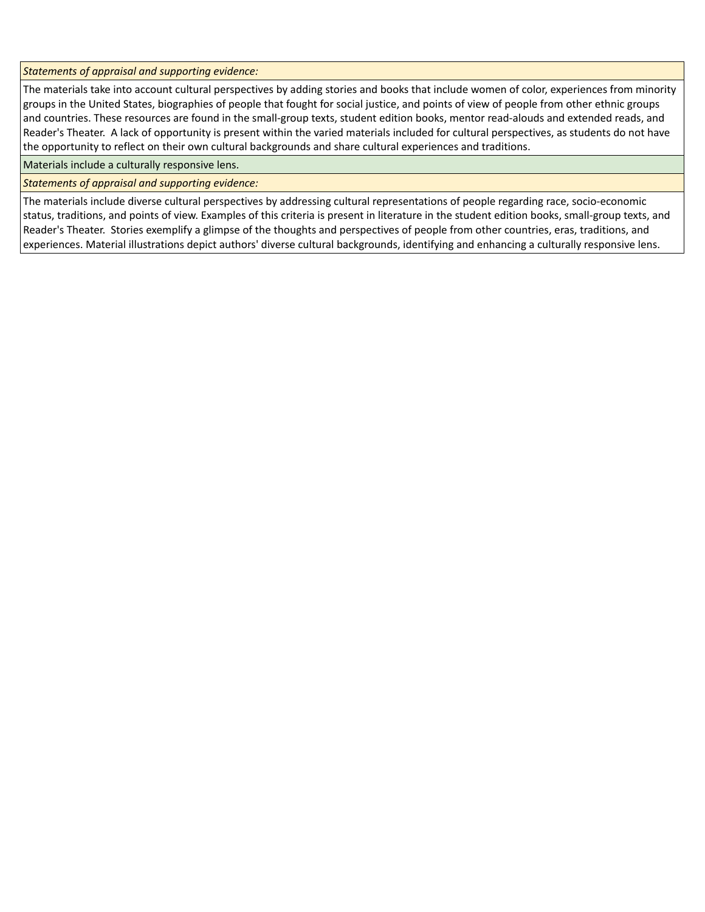*Statements of appraisal and supporting evidence:*

The materials take into account cultural perspectives by adding stories and books that include women of color, experiences from minority groups in the United States, biographies of people that fought for social justice, and points of view of people from other ethnic groups and countries. These resources are found in the small-group texts, student edition books, mentor read-alouds and extended reads, and Reader's Theater.  A lack of opportunity is present within the varied materials included for cultural perspectives, as students do not have the opportunity to reflect on their own cultural backgrounds and share cultural experiences and traditions.

Materials include a culturally responsive lens.

*Statements of appraisal and supporting evidence:*

The materials include diverse cultural perspectives by addressing cultural representations of people regarding race, socio-economic status, traditions, and points of view. Examples of this criteria is present in literature in the student edition books, small-group texts, and Reader's Theater.  Stories exemplify a glimpse of the thoughts and perspectives of people from other countries, eras, traditions, and experiences. Material illustrations depict authors' diverse cultural backgrounds, identifying and enhancing a culturally responsive lens.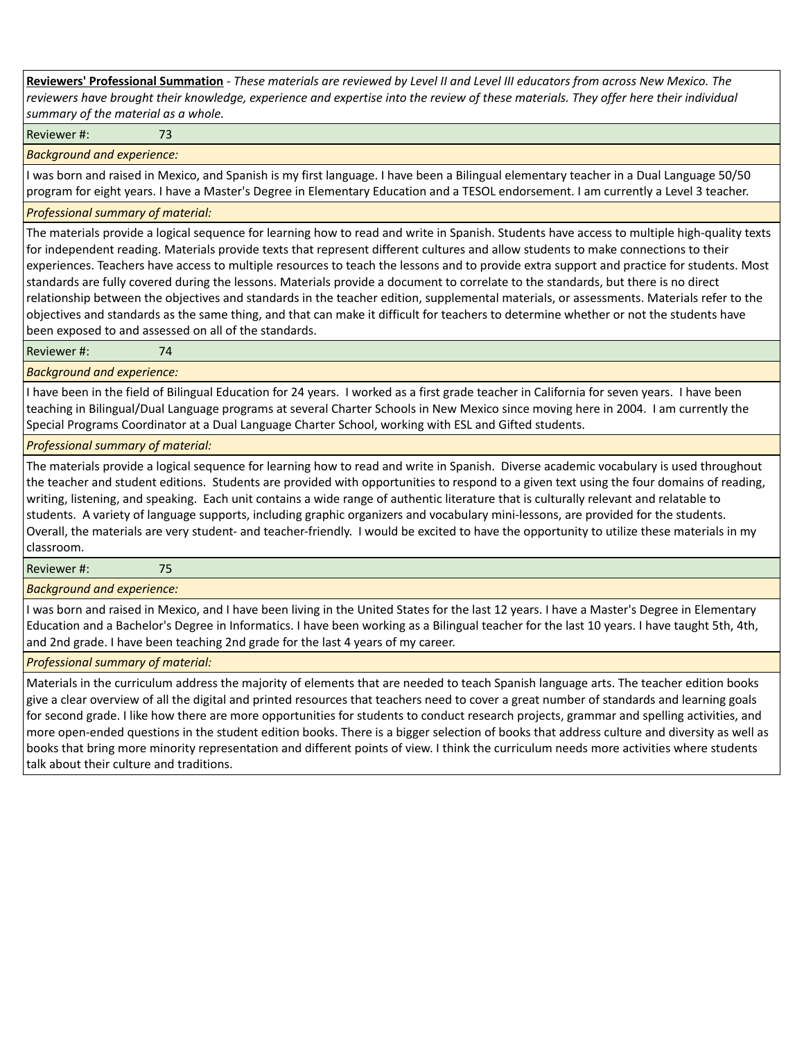**Reviewers' Professional Summation** - *These materials are reviewed by Level II and Level III educators from across New Mexico. The reviewers have brought their knowledge, experience and expertise into the review of these materials. They offer here their individual summary of the material as a whole.*

Reviewer #: 73

*Background and experience:*

I was born and raised in Mexico, and Spanish is my first language. I have been a Bilingual elementary teacher in a Dual Language 50/50 program for eight years. I have a Master's Degree in Elementary Education and a TESOL endorsement. I am currently a Level 3 teacher.

*Professional summary of material:*

The materials provide a logical sequence for learning how to read and write in Spanish. Students have access to multiple high-quality texts for independent reading. Materials provide texts that represent different cultures and allow students to make connections to their experiences. Teachers have access to multiple resources to teach the lessons and to provide extra support and practice for students. Most standards are fully covered during the lessons. Materials provide a document to correlate to the standards, but there is no direct relationship between the objectives and standards in the teacher edition, supplemental materials, or assessments. Materials refer to the objectives and standards as the same thing, and that can make it difficult for teachers to determine whether or not the students have been exposed to and assessed on all of the standards.

Reviewer #: 74

*Background and experience:*

I have been in the field of Bilingual Education for 24 years. I worked as a first grade teacher in California for seven years. I have been teaching in Bilingual/Dual Language programs at several Charter Schools in New Mexico since moving here in 2004. I am currently the Special Programs Coordinator at a Dual Language Charter School, working with ESL and Gifted students.

*Professional summary of material:*

The materials provide a logical sequence for learning how to read and write in Spanish. Diverse academic vocabulary is used throughout the teacher and student editions. Students are provided with opportunities to respond to a given text using the four domains of reading, writing, listening, and speaking. Each unit contains a wide range of authentic literature that is culturally relevant and relatable to students. A variety of language supports, including graphic organizers and vocabulary mini-lessons, are provided for the students. Overall, the materials are very student- and teacher-friendly. I would be excited to have the opportunity to utilize these materials in my classroom.

Reviewer #: 75

*Background and experience:*

I was born and raised in Mexico, and I have been living in the United States for the last 12 years. I have a Master's Degree in Elementary Education and a Bachelor's Degree in Informatics. I have been working as a Bilingual teacher for the last 10 years. I have taught 5th, 4th, and 2nd grade. I have been teaching 2nd grade for the last 4 years of my career.

*Professional summary of material:*

Materials in the curriculum address the majority of elements that are needed to teach Spanish language arts. The teacher edition books give a clear overview of all the digital and printed resources that teachers need to cover a great number of standards and learning goals for second grade. I like how there are more opportunities for students to conduct research projects, grammar and spelling activities, and more open-ended questions in the student edition books. There is a bigger selection of books that address culture and diversity as well as books that bring more minority representation and different points of view. I think the curriculum needs more activities where students talk about their culture and traditions.